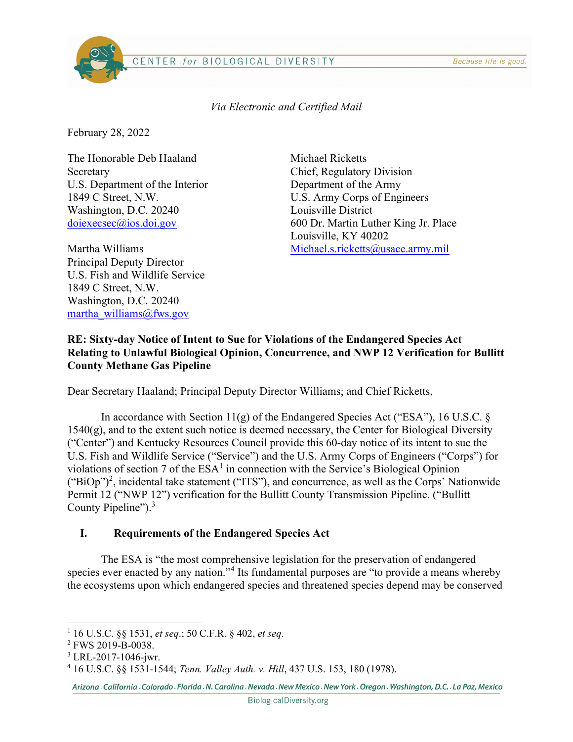*Via Electronic and Certified Mail*

February 28, 2022

The Honorable Deb Haaland
Secretary
U.S. Department of the Interior
1849 C Street, N.W.
Washington, D.C. 20240
doiexecsec@ios.doi.gov

Martha Williams
Principal Deputy Director
U.S. Fish and Wildlife Service
1849 C Street, N.W.
Washington, D.C. 20240
martha_williams@fws.gov

Michael Ricketts
Chief, Regulatory Division
Department of the Army
U.S. Army Corps of Engineers
Louisville District
600 Dr. Martin Luther King Jr. Place
Louisville, KY 40202
Michael.s.ricketts@usace.army.mil

**RE: Sixty-day Notice of Intent to Sue for Violations of the Endangered Species Act Relating to Unlawful Biological Opinion, Concurrence, and NWP 12 Verification for Bullitt County Methane Gas Pipeline**

Dear Secretary Haaland; Principal Deputy Director Williams; and Chief Ricketts,

In accordance with Section 11(g) of the Endangered Species Act ("ESA"), 16 U.S.C. § 1540(g), and to the extent such notice is deemed necessary, the Center for Biological Diversity ("Center") and Kentucky Resources Council provide this 60-day notice of its intent to sue the U.S. Fish and Wildlife Service ("Service") and the U.S. Army Corps of Engineers ("Corps") for violations of section 7 of the ESA[1] in connection with the Service's Biological Opinion ("BiOp")[2], incidental take statement ("ITS"), and concurrence, as well as the Corps' Nationwide Permit 12 ("NWP 12") verification for the Bullitt County Transmission Pipeline. ("Bullitt County Pipeline").[3]

## I. Requirements of the Endangered Species Act

The ESA is "the most comprehensive legislation for the preservation of endangered species ever enacted by any nation."[4] Its fundamental purposes are "to provide a means whereby the ecosystems upon which endangered species and threatened species depend may be conserved

---

[1] 16 U.S.C. §§ 1531, *et seq.*; 50 C.F.R. § 402, *et seq*.

[2] FWS 2019-B-0038.

[3] LRL-2017-1046-jwr.

[4] 16 U.S.C. §§ 1531-1544; *Tenn. Valley Auth. v. Hill*, 437 U.S. 153, 180 (1978).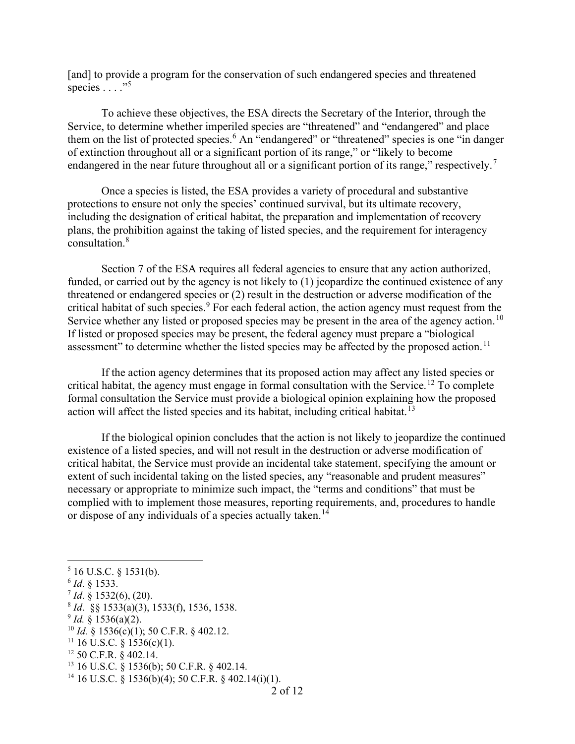[and] to provide a program for the conservation of such endangered species and threatened species . . . ."[5]

To achieve these objectives, the ESA directs the Secretary of the Interior, through the Service, to determine whether imperiled species are "threatened" and "endangered" and place them on the list of protected species.[6] An "endangered" or "threatened" species is one "in danger of extinction throughout all or a significant portion of its range," or "likely to become endangered in the near future throughout all or a significant portion of its range," respectively.[7]

Once a species is listed, the ESA provides a variety of procedural and substantive protections to ensure not only the species' continued survival, but its ultimate recovery, including the designation of critical habitat, the preparation and implementation of recovery plans, the prohibition against the taking of listed species, and the requirement for interagency consultation.[8]

Section 7 of the ESA requires all federal agencies to ensure that any action authorized, funded, or carried out by the agency is not likely to (1) jeopardize the continued existence of any threatened or endangered species or (2) result in the destruction or adverse modification of the critical habitat of such species.[9] For each federal action, the action agency must request from the Service whether any listed or proposed species may be present in the area of the agency action.[10] If listed or proposed species may be present, the federal agency must prepare a "biological assessment" to determine whether the listed species may be affected by the proposed action.[11]

If the action agency determines that its proposed action may affect any listed species or critical habitat, the agency must engage in formal consultation with the Service.[12] To complete formal consultation the Service must provide a biological opinion explaining how the proposed action will affect the listed species and its habitat, including critical habitat.[13]

If the biological opinion concludes that the action is not likely to jeopardize the continued existence of a listed species, and will not result in the destruction or adverse modification of critical habitat, the Service must provide an incidental take statement, specifying the amount or extent of such incidental taking on the listed species, any "reasonable and prudent measures" necessary or appropriate to minimize such impact, the "terms and conditions" that must be complied with to implement those measures, reporting requirements, and, procedures to handle or dispose of any individuals of a species actually taken.[14]

---

[5] 16 U.S.C. § 1531(b).
[6] *Id*. § 1533.
[7] *Id*. § 1532(6), (20).
[8] *Id*. §§ 1533(a)(3), 1533(f), 1536, 1538.
[9] *Id.* § 1536(a)(2).
[10] *Id.* § 1536(c)(1); 50 C.F.R. § 402.12.
[11] 16 U.S.C. § 1536(c)(1).
[12] 50 C.F.R. § 402.14.
[13] 16 U.S.C. § 1536(b); 50 C.F.R. § 402.14.
[14] 16 U.S.C. § 1536(b)(4); 50 C.F.R. § 402.14(i)(1).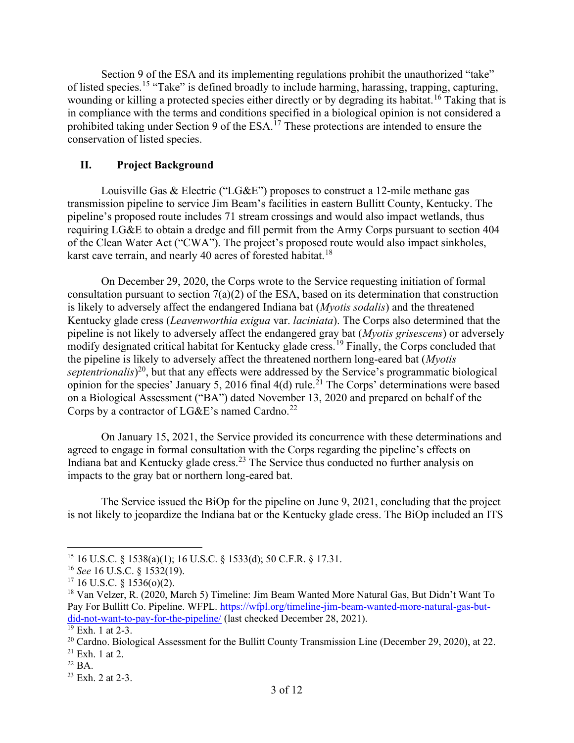Section 9 of the ESA and its implementing regulations prohibit the unauthorized "take" of listed species.[15] "Take" is defined broadly to include harming, harassing, trapping, capturing, wounding or killing a protected species either directly or by degrading its habitat.[16] Taking that is in compliance with the terms and conditions specified in a biological opinion is not considered a prohibited taking under Section 9 of the ESA.[17] These protections are intended to ensure the conservation of listed species.

## II. Project Background

Louisville Gas & Electric ("LG&E") proposes to construct a 12-mile methane gas transmission pipeline to service Jim Beam's facilities in eastern Bullitt County, Kentucky. The pipeline's proposed route includes 71 stream crossings and would also impact wetlands, thus requiring LG&E to obtain a dredge and fill permit from the Army Corps pursuant to section 404 of the Clean Water Act ("CWA"). The project's proposed route would also impact sinkholes, karst cave terrain, and nearly 40 acres of forested habitat.[18]

On December 29, 2020, the Corps wrote to the Service requesting initiation of formal consultation pursuant to section 7(a)(2) of the ESA, based on its determination that construction is likely to adversely affect the endangered Indiana bat (*Myotis sodalis*) and the threatened Kentucky glade cress (*Leavenworthia exigua* var. *laciniata*). The Corps also determined that the pipeline is not likely to adversely affect the endangered gray bat (*Myotis grisescens*) or adversely modify designated critical habitat for Kentucky glade cress.[19] Finally, the Corps concluded that the pipeline is likely to adversely affect the threatened northern long-eared bat (*Myotis septentrionalis*)[20], but that any effects were addressed by the Service's programmatic biological opinion for the species' January 5, 2016 final 4(d) rule.[21] The Corps' determinations were based on a Biological Assessment ("BA") dated November 13, 2020 and prepared on behalf of the Corps by a contractor of LG&E's named Cardno.[22]

On January 15, 2021, the Service provided its concurrence with these determinations and agreed to engage in formal consultation with the Corps regarding the pipeline's effects on Indiana bat and Kentucky glade cress.[23] The Service thus conducted no further analysis on impacts to the gray bat or northern long-eared bat.

The Service issued the BiOp for the pipeline on June 9, 2021, concluding that the project is not likely to jeopardize the Indiana bat or the Kentucky glade cress. The BiOp included an ITS

---

[15] 16 U.S.C. § 1538(a)(1); 16 U.S.C. § 1533(d); 50 C.F.R. § 17.31.

[16] *See* 16 U.S.C. § 1532(19).

[17] 16 U.S.C. § 1536(o)(2).

[18] Van Velzer, R. (2020, March 5) Timeline: Jim Beam Wanted More Natural Gas, But Didn't Want To Pay For Bullitt Co. Pipeline. WFPL. https://wfpl.org/timeline-jim-beam-wanted-more-natural-gas-but-did-not-want-to-pay-for-the-pipeline/ (last checked December 28, 2021).

[19] Exh. 1 at 2-3.

[20] Cardno. Biological Assessment for the Bullitt County Transmission Line (December 29, 2020), at 22.

[21] Exh. 1 at 2.

[22] BA.

[23] Exh. 2 at 2-3.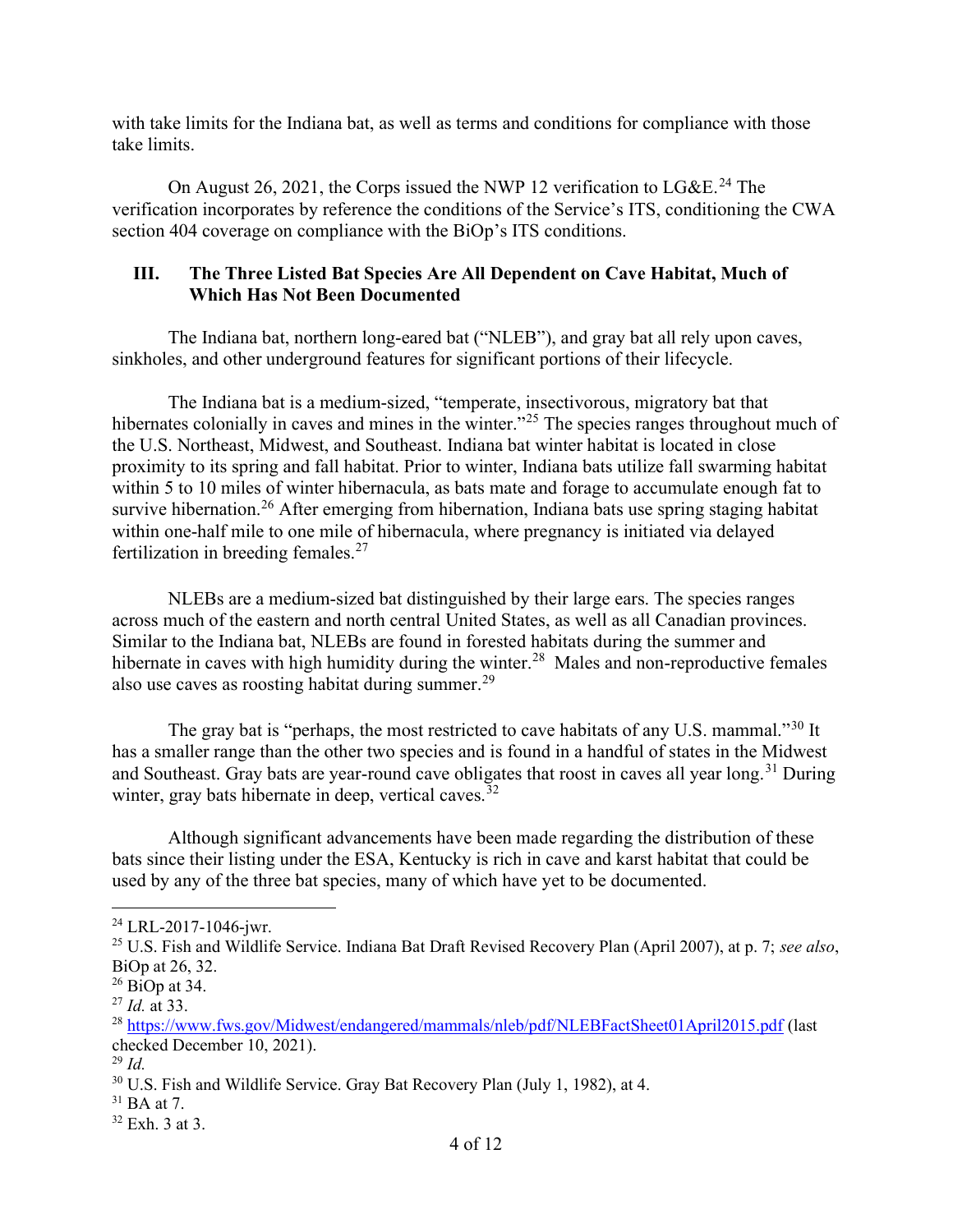with take limits for the Indiana bat, as well as terms and conditions for compliance with those take limits.

On August 26, 2021, the Corps issued the NWP 12 verification to LG&E.[24] The verification incorporates by reference the conditions of the Service's ITS, conditioning the CWA section 404 coverage on compliance with the BiOp's ITS conditions.

## III. The Three Listed Bat Species Are All Dependent on Cave Habitat, Much of Which Has Not Been Documented

The Indiana bat, northern long-eared bat ("NLEB"), and gray bat all rely upon caves, sinkholes, and other underground features for significant portions of their lifecycle.

The Indiana bat is a medium-sized, "temperate, insectivorous, migratory bat that hibernates colonially in caves and mines in the winter."[25] The species ranges throughout much of the U.S. Northeast, Midwest, and Southeast. Indiana bat winter habitat is located in close proximity to its spring and fall habitat. Prior to winter, Indiana bats utilize fall swarming habitat within 5 to 10 miles of winter hibernacula, as bats mate and forage to accumulate enough fat to survive hibernation.[26] After emerging from hibernation, Indiana bats use spring staging habitat within one-half mile to one mile of hibernacula, where pregnancy is initiated via delayed fertilization in breeding females.[27]

NLEBs are a medium-sized bat distinguished by their large ears. The species ranges across much of the eastern and north central United States, as well as all Canadian provinces. Similar to the Indiana bat, NLEBs are found in forested habitats during the summer and hibernate in caves with high humidity during the winter.[28] Males and non-reproductive females also use caves as roosting habitat during summer.[29]

The gray bat is "perhaps, the most restricted to cave habitats of any U.S. mammal."[30] It has a smaller range than the other two species and is found in a handful of states in the Midwest and Southeast. Gray bats are year-round cave obligates that roost in caves all year long.[31] During winter, gray bats hibernate in deep, vertical caves.[32]

Although significant advancements have been made regarding the distribution of these bats since their listing under the ESA, Kentucky is rich in cave and karst habitat that could be used by any of the three bat species, many of which have yet to be documented.

---

[24] LRL-2017-1046-jwr.

[25] U.S. Fish and Wildlife Service. Indiana Bat Draft Revised Recovery Plan (April 2007), at p. 7; *see also*, BiOp at 26, 32.

[26] BiOp at 34.

[27] *Id.* at 33.

[28] https://www.fws.gov/Midwest/endangered/mammals/nleb/pdf/NLEBFactSheet01April2015.pdf (last checked December 10, 2021).

[29] *Id.*

[30] U.S. Fish and Wildlife Service. Gray Bat Recovery Plan (July 1, 1982), at 4.

[31] BA at 7.

[32] Exh. 3 at 3.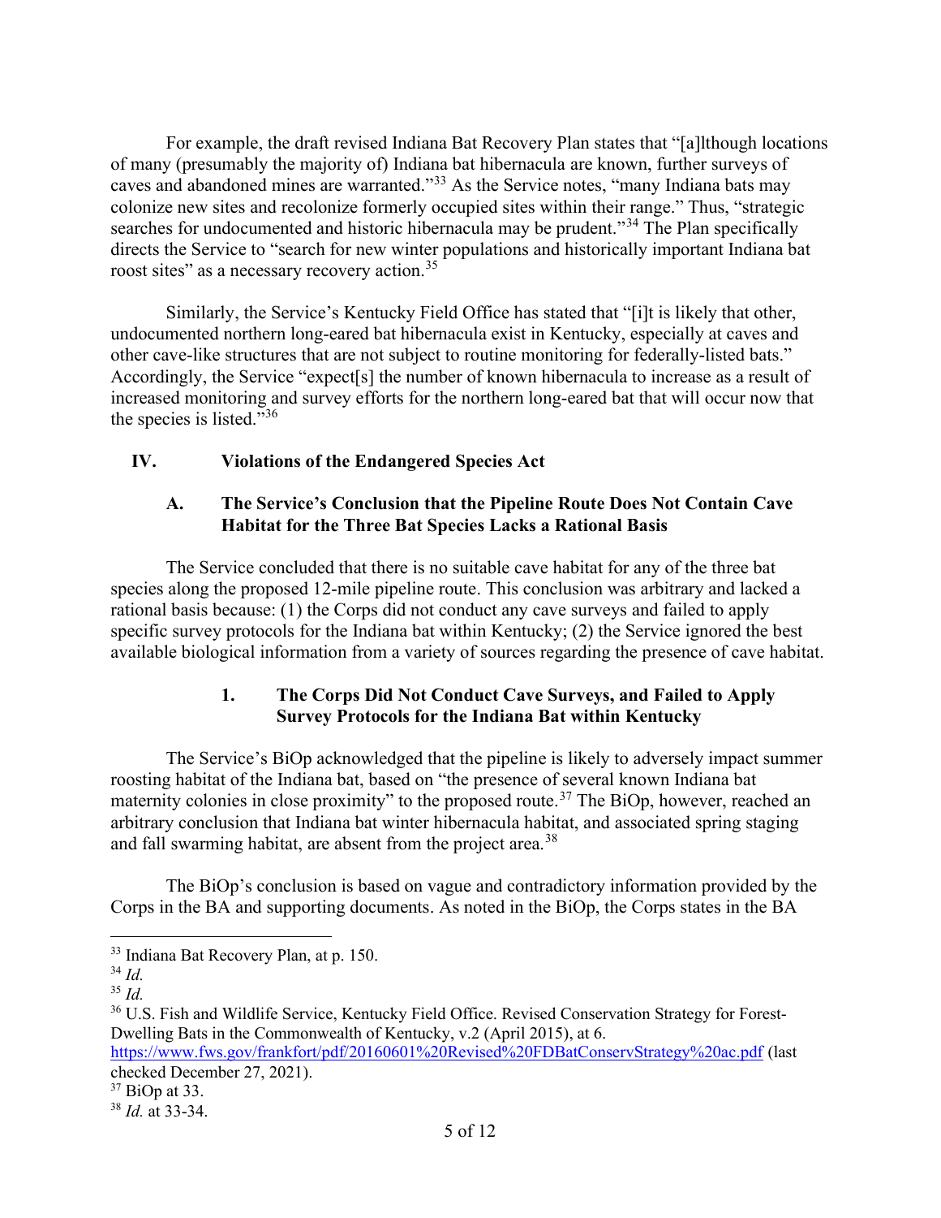For example, the draft revised Indiana Bat Recovery Plan states that "[a]lthough locations of many (presumably the majority of) Indiana bat hibernacula are known, further surveys of caves and abandoned mines are warranted."[33] As the Service notes, "many Indiana bats may colonize new sites and recolonize formerly occupied sites within their range." Thus, "strategic searches for undocumented and historic hibernacula may be prudent."[34] The Plan specifically directs the Service to "search for new winter populations and historically important Indiana bat roost sites" as a necessary recovery action.[35]

Similarly, the Service's Kentucky Field Office has stated that "[i]t is likely that other, undocumented northern long-eared bat hibernacula exist in Kentucky, especially at caves and other cave-like structures that are not subject to routine monitoring for federally-listed bats." Accordingly, the Service "expect[s] the number of known hibernacula to increase as a result of increased monitoring and survey efforts for the northern long-eared bat that will occur now that the species is listed."[36]

## IV. Violations of the Endangered Species Act

### A. The Service's Conclusion that the Pipeline Route Does Not Contain Cave Habitat for the Three Bat Species Lacks a Rational Basis

The Service concluded that there is no suitable cave habitat for any of the three bat species along the proposed 12-mile pipeline route. This conclusion was arbitrary and lacked a rational basis because: (1) the Corps did not conduct any cave surveys and failed to apply specific survey protocols for the Indiana bat within Kentucky; (2) the Service ignored the best available biological information from a variety of sources regarding the presence of cave habitat.

#### 1. The Corps Did Not Conduct Cave Surveys, and Failed to Apply Survey Protocols for the Indiana Bat within Kentucky

The Service's BiOp acknowledged that the pipeline is likely to adversely impact summer roosting habitat of the Indiana bat, based on "the presence of several known Indiana bat maternity colonies in close proximity" to the proposed route.[37] The BiOp, however, reached an arbitrary conclusion that Indiana bat winter hibernacula habitat, and associated spring staging and fall swarming habitat, are absent from the project area.[38]

The BiOp's conclusion is based on vague and contradictory information provided by the Corps in the BA and supporting documents. As noted in the BiOp, the Corps states in the BA

---

[33] Indiana Bat Recovery Plan, at p. 150.

[34] *Id.*

[35] *Id.*

[36] U.S. Fish and Wildlife Service, Kentucky Field Office. Revised Conservation Strategy for Forest-Dwelling Bats in the Commonwealth of Kentucky, v.2 (April 2015), at 6. https://www.fws.gov/frankfort/pdf/20160601%20Revised%20FDBatConservStrategy%20ac.pdf (last checked December 27, 2021).

[37] BiOp at 33.

[38] *Id.* at 33-34.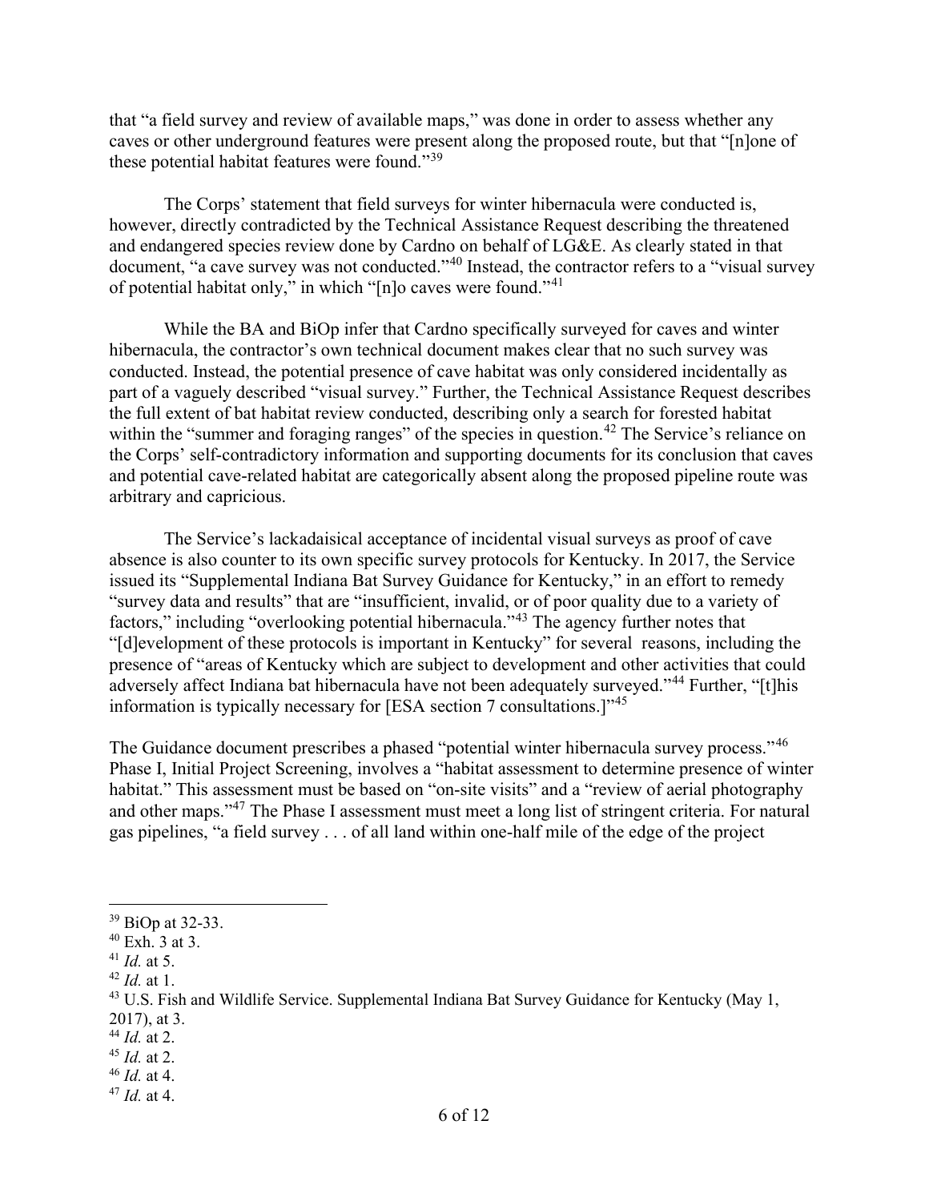that "a field survey and review of available maps," was done in order to assess whether any caves or other underground features were present along the proposed route, but that "[n]one of these potential habitat features were found."[39]

The Corps' statement that field surveys for winter hibernacula were conducted is, however, directly contradicted by the Technical Assistance Request describing the threatened and endangered species review done by Cardno on behalf of LG&E. As clearly stated in that document, "a cave survey was not conducted."[40] Instead, the contractor refers to a "visual survey of potential habitat only," in which "[n]o caves were found."[41]

While the BA and BiOp infer that Cardno specifically surveyed for caves and winter hibernacula, the contractor's own technical document makes clear that no such survey was conducted. Instead, the potential presence of cave habitat was only considered incidentally as part of a vaguely described "visual survey." Further, the Technical Assistance Request describes the full extent of bat habitat review conducted, describing only a search for forested habitat within the "summer and foraging ranges" of the species in question.[42] The Service's reliance on the Corps' self-contradictory information and supporting documents for its conclusion that caves and potential cave-related habitat are categorically absent along the proposed pipeline route was arbitrary and capricious.

The Service's lackadaisical acceptance of incidental visual surveys as proof of cave absence is also counter to its own specific survey protocols for Kentucky. In 2017, the Service issued its "Supplemental Indiana Bat Survey Guidance for Kentucky," in an effort to remedy "survey data and results" that are "insufficient, invalid, or of poor quality due to a variety of factors," including "overlooking potential hibernacula."[43] The agency further notes that "[d]evelopment of these protocols is important in Kentucky" for several reasons, including the presence of "areas of Kentucky which are subject to development and other activities that could adversely affect Indiana bat hibernacula have not been adequately surveyed."[44] Further, "[t]his information is typically necessary for [ESA section 7 consultations.]"[45]

The Guidance document prescribes a phased "potential winter hibernacula survey process."[46] Phase I, Initial Project Screening, involves a "habitat assessment to determine presence of winter habitat." This assessment must be based on "on-site visits" and a "review of aerial photography and other maps."[47] The Phase I assessment must meet a long list of stringent criteria. For natural gas pipelines, "a field survey . . . of all land within one-half mile of the edge of the project

---

[39] BiOp at 32-33.

[40] Exh. 3 at 3.

[41] *Id.* at 5.

[42] *Id.* at 1.

[43] U.S. Fish and Wildlife Service. Supplemental Indiana Bat Survey Guidance for Kentucky (May 1, 2017), at 3.

[44] *Id.* at 2.

[45] *Id.* at 2.

[46] *Id.* at 4.

[47] *Id.* at 4.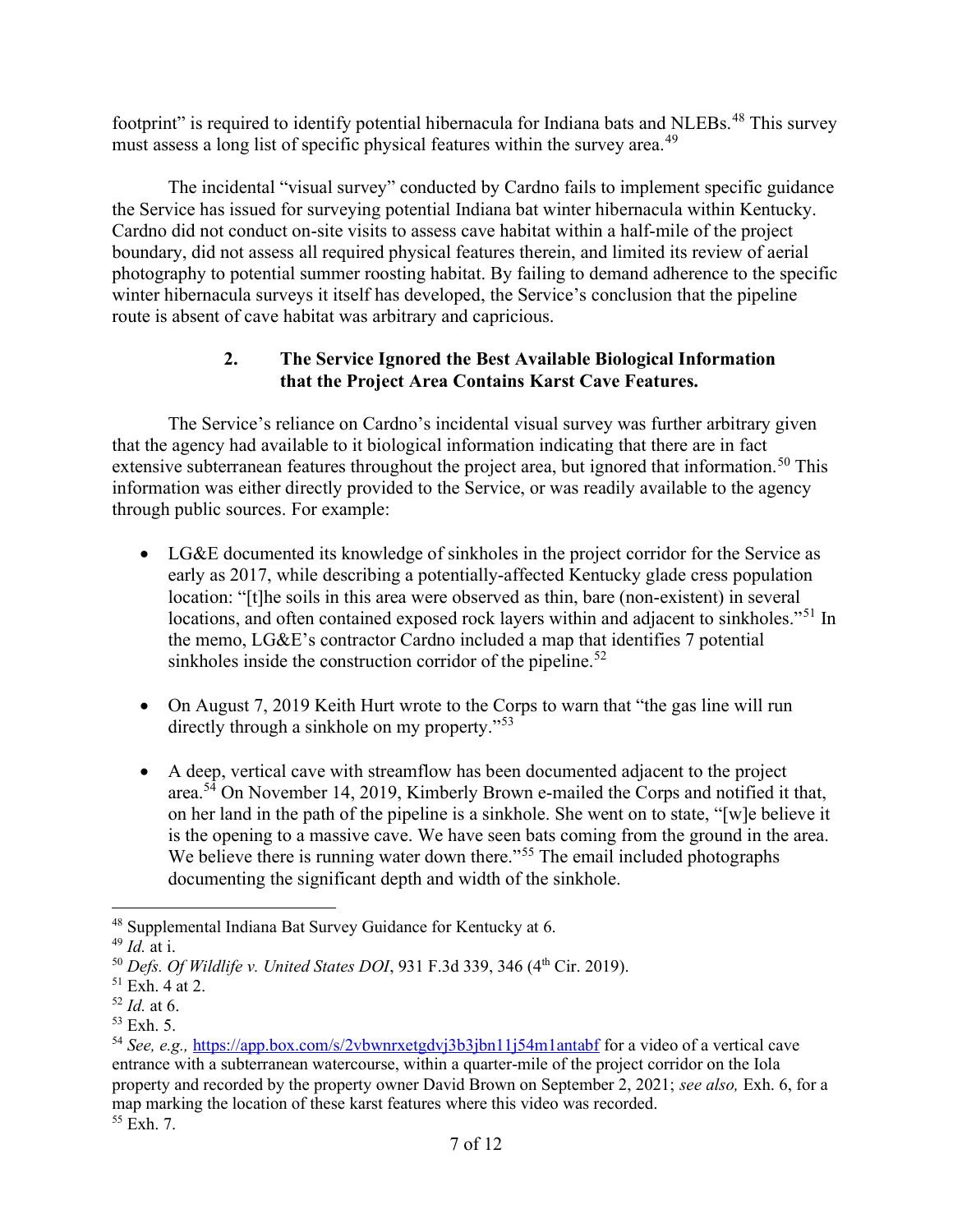footprint" is required to identify potential hibernacula for Indiana bats and NLEBs.[48] This survey must assess a long list of specific physical features within the survey area.[49]

The incidental "visual survey" conducted by Cardno fails to implement specific guidance the Service has issued for surveying potential Indiana bat winter hibernacula within Kentucky. Cardno did not conduct on-site visits to assess cave habitat within a half-mile of the project boundary, did not assess all required physical features therein, and limited its review of aerial photography to potential summer roosting habitat. By failing to demand adherence to the specific winter hibernacula surveys it itself has developed, the Service's conclusion that the pipeline route is absent of cave habitat was arbitrary and capricious.

### 2. The Service Ignored the Best Available Biological Information that the Project Area Contains Karst Cave Features.

The Service's reliance on Cardno's incidental visual survey was further arbitrary given that the agency had available to it biological information indicating that there are in fact extensive subterranean features throughout the project area, but ignored that information.[50] This information was either directly provided to the Service, or was readily available to the agency through public sources. For example:

- LG&E documented its knowledge of sinkholes in the project corridor for the Service as early as 2017, while describing a potentially-affected Kentucky glade cress population location: "[t]he soils in this area were observed as thin, bare (non-existent) in several locations, and often contained exposed rock layers within and adjacent to sinkholes."[51] In the memo, LG&E's contractor Cardno included a map that identifies 7 potential sinkholes inside the construction corridor of the pipeline.[52]
- On August 7, 2019 Keith Hurt wrote to the Corps to warn that "the gas line will run directly through a sinkhole on my property."[53]
- A deep, vertical cave with streamflow has been documented adjacent to the project area.[54] On November 14, 2019, Kimberly Brown e-mailed the Corps and notified it that, on her land in the path of the pipeline is a sinkhole. She went on to state, "[w]e believe it is the opening to a massive cave. We have seen bats coming from the ground in the area. We believe there is running water down there."[55] The email included photographs documenting the significant depth and width of the sinkhole.

---

[48] Supplemental Indiana Bat Survey Guidance for Kentucky at 6.

[49] *Id.* at i.

[50] *Defs. Of Wildlife v. United States DOI*, 931 F.3d 339, 346 (4th Cir. 2019).

[51] Exh. 4 at 2.

[52] *Id.* at 6.

[53] Exh. 5.

[54] *See, e.g.,* https://app.box.com/s/2vbwnrxetgdvj3b3jbn11j54m1antabf for a video of a vertical cave entrance with a subterranean watercourse, within a quarter-mile of the project corridor on the Iola property and recorded by the property owner David Brown on September 2, 2021; *see also,* Exh. 6, for a map marking the location of these karst features where this video was recorded.

[55] Exh. 7.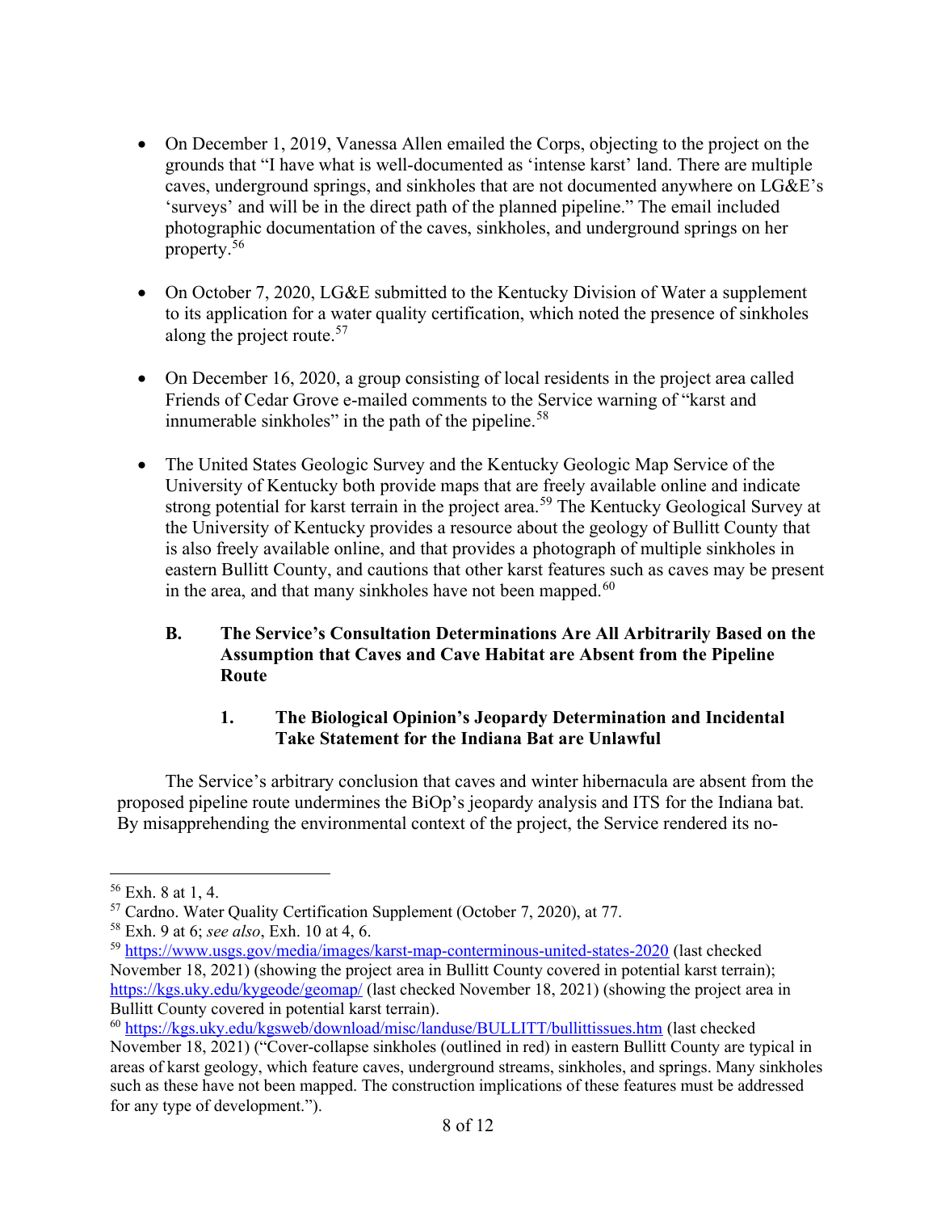- On December 1, 2019, Vanessa Allen emailed the Corps, objecting to the project on the grounds that "I have what is well-documented as 'intense karst' land. There are multiple caves, underground springs, and sinkholes that are not documented anywhere on LG&E's 'surveys' and will be in the direct path of the planned pipeline." The email included photographic documentation of the caves, sinkholes, and underground springs on her property.[56]

- On October 7, 2020, LG&E submitted to the Kentucky Division of Water a supplement to its application for a water quality certification, which noted the presence of sinkholes along the project route.[57]

- On December 16, 2020, a group consisting of local residents in the project area called Friends of Cedar Grove e-mailed comments to the Service warning of "karst and innumerable sinkholes" in the path of the pipeline.[58]

- The United States Geologic Survey and the Kentucky Geologic Map Service of the University of Kentucky both provide maps that are freely available online and indicate strong potential for karst terrain in the project area.[59] The Kentucky Geological Survey at the University of Kentucky provides a resource about the geology of Bullitt County that is also freely available online, and that provides a photograph of multiple sinkholes in eastern Bullitt County, and cautions that other karst features such as caves may be present in the area, and that many sinkholes have not been mapped.[60]

### B. The Service's Consultation Determinations Are All Arbitrarily Based on the Assumption that Caves and Cave Habitat are Absent from the Pipeline Route

#### 1. The Biological Opinion's Jeopardy Determination and Incidental Take Statement for the Indiana Bat are Unlawful

The Service's arbitrary conclusion that caves and winter hibernacula are absent from the proposed pipeline route undermines the BiOp's jeopardy analysis and ITS for the Indiana bat. By misapprehending the environmental context of the project, the Service rendered its no-

---

[56] Exh. 8 at 1, 4.

[57] Cardno. Water Quality Certification Supplement (October 7, 2020), at 77.

[58] Exh. 9 at 6; *see also*, Exh. 10 at 4, 6.

[59] https://www.usgs.gov/media/images/karst-map-conterminous-united-states-2020 (last checked November 18, 2021) (showing the project area in Bullitt County covered in potential karst terrain); https://kgs.uky.edu/kygeode/geomap/ (last checked November 18, 2021) (showing the project area in Bullitt County covered in potential karst terrain).

[60] https://kgs.uky.edu/kgsweb/download/misc/landuse/BULLITT/bullittissues.htm (last checked November 18, 2021) ("Cover-collapse sinkholes (outlined in red) in eastern Bullitt County are typical in areas of karst geology, which feature caves, underground streams, sinkholes, and springs. Many sinkholes such as these have not been mapped. The construction implications of these features must be addressed for any type of development.").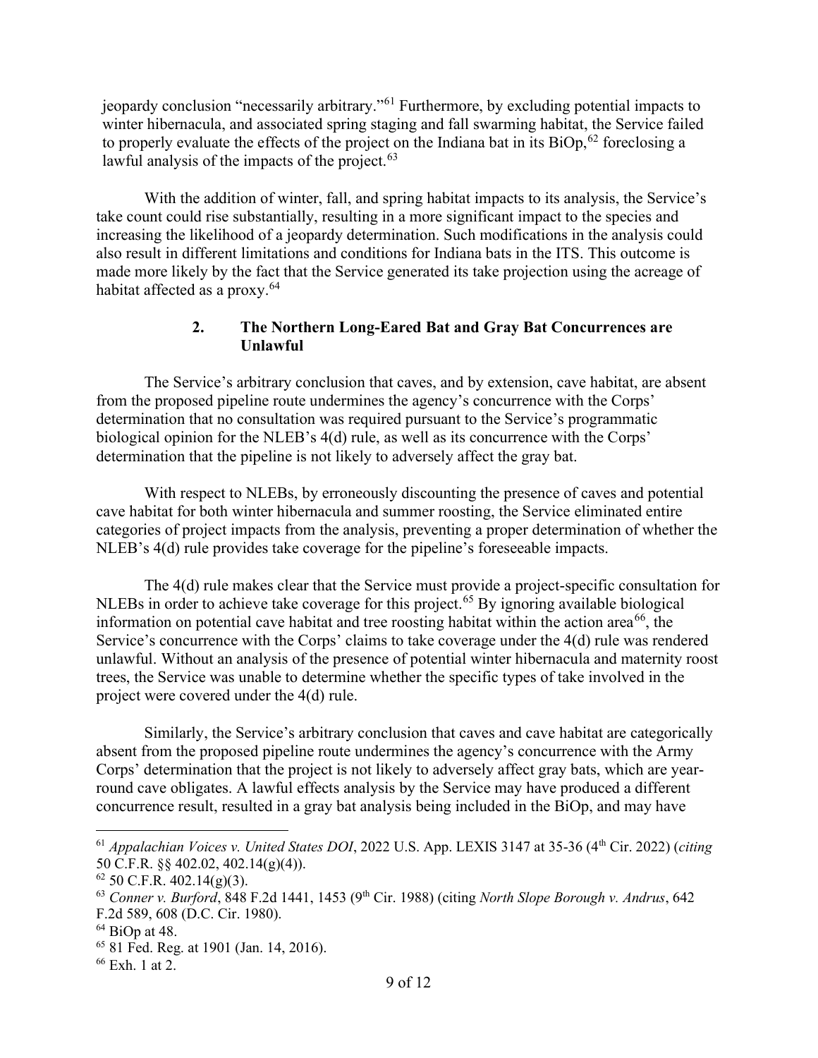jeopardy conclusion "necessarily arbitrary."[61] Furthermore, by excluding potential impacts to winter hibernacula, and associated spring staging and fall swarming habitat, the Service failed to properly evaluate the effects of the project on the Indiana bat in its BiOp,[62] foreclosing a lawful analysis of the impacts of the project.[63]

With the addition of winter, fall, and spring habitat impacts to its analysis, the Service's take count could rise substantially, resulting in a more significant impact to the species and increasing the likelihood of a jeopardy determination. Such modifications in the analysis could also result in different limitations and conditions for Indiana bats in the ITS. This outcome is made more likely by the fact that the Service generated its take projection using the acreage of habitat affected as a proxy.[64]

### 2. The Northern Long-Eared Bat and Gray Bat Concurrences are Unlawful

The Service's arbitrary conclusion that caves, and by extension, cave habitat, are absent from the proposed pipeline route undermines the agency's concurrence with the Corps' determination that no consultation was required pursuant to the Service's programmatic biological opinion for the NLEB's 4(d) rule, as well as its concurrence with the Corps' determination that the pipeline is not likely to adversely affect the gray bat.

With respect to NLEBs, by erroneously discounting the presence of caves and potential cave habitat for both winter hibernacula and summer roosting, the Service eliminated entire categories of project impacts from the analysis, preventing a proper determination of whether the NLEB's 4(d) rule provides take coverage for the pipeline's foreseeable impacts.

The 4(d) rule makes clear that the Service must provide a project-specific consultation for NLEBs in order to achieve take coverage for this project.[65] By ignoring available biological information on potential cave habitat and tree roosting habitat within the action area[66], the Service's concurrence with the Corps' claims to take coverage under the 4(d) rule was rendered unlawful. Without an analysis of the presence of potential winter hibernacula and maternity roost trees, the Service was unable to determine whether the specific types of take involved in the project were covered under the 4(d) rule.

Similarly, the Service's arbitrary conclusion that caves and cave habitat are categorically absent from the proposed pipeline route undermines the agency's concurrence with the Army Corps' determination that the project is not likely to adversely affect gray bats, which are year-round cave obligates. A lawful effects analysis by the Service may have produced a different concurrence result, resulted in a gray bat analysis being included in the BiOp, and may have

---

[61] *Appalachian Voices v. United States DOI*, 2022 U.S. App. LEXIS 3147 at 35-36 (4th Cir. 2022) (*citing* 50 C.F.R. §§ 402.02, 402.14(g)(4)).

[62] 50 C.F.R. 402.14(g)(3).

[63] *Conner v. Burford*, 848 F.2d 1441, 1453 (9th Cir. 1988) (citing *North Slope Borough v. Andrus*, 642 F.2d 589, 608 (D.C. Cir. 1980).

[64] BiOp at 48.

[65] 81 Fed. Reg. at 1901 (Jan. 14, 2016).

[66] Exh. 1 at 2.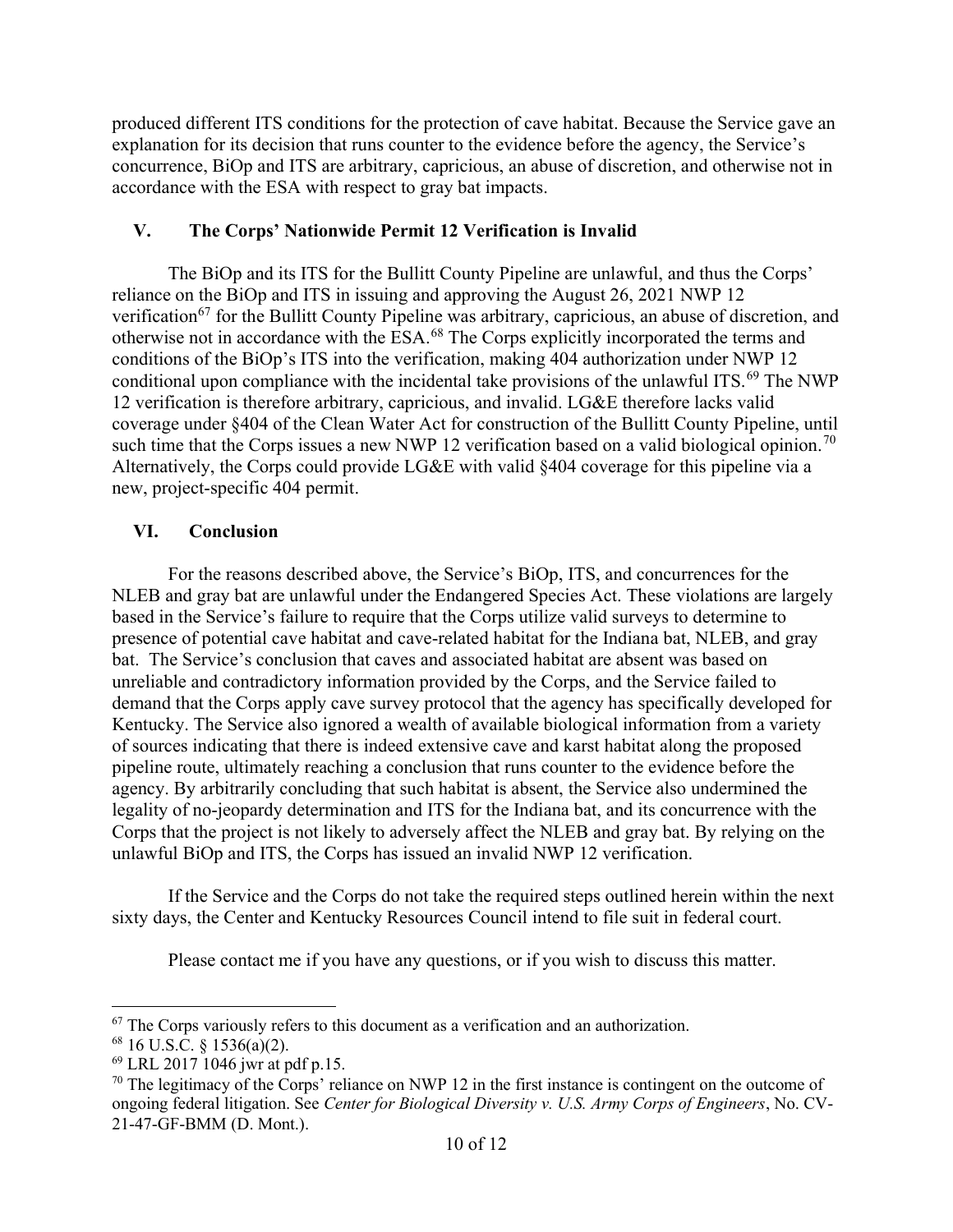produced different ITS conditions for the protection of cave habitat. Because the Service gave an explanation for its decision that runs counter to the evidence before the agency, the Service's concurrence, BiOp and ITS are arbitrary, capricious, an abuse of discretion, and otherwise not in accordance with the ESA with respect to gray bat impacts.

## V. The Corps' Nationwide Permit 12 Verification is Invalid

The BiOp and its ITS for the Bullitt County Pipeline are unlawful, and thus the Corps' reliance on the BiOp and ITS in issuing and approving the August 26, 2021 NWP 12 verification[67] for the Bullitt County Pipeline was arbitrary, capricious, an abuse of discretion, and otherwise not in accordance with the ESA.[68] The Corps explicitly incorporated the terms and conditions of the BiOp's ITS into the verification, making 404 authorization under NWP 12 conditional upon compliance with the incidental take provisions of the unlawful ITS.[69] The NWP 12 verification is therefore arbitrary, capricious, and invalid. LG&E therefore lacks valid coverage under §404 of the Clean Water Act for construction of the Bullitt County Pipeline, until such time that the Corps issues a new NWP 12 verification based on a valid biological opinion.[70] Alternatively, the Corps could provide LG&E with valid §404 coverage for this pipeline via a new, project-specific 404 permit.

## VI. Conclusion

For the reasons described above, the Service's BiOp, ITS, and concurrences for the NLEB and gray bat are unlawful under the Endangered Species Act. These violations are largely based in the Service's failure to require that the Corps utilize valid surveys to determine to presence of potential cave habitat and cave-related habitat for the Indiana bat, NLEB, and gray bat. The Service's conclusion that caves and associated habitat are absent was based on unreliable and contradictory information provided by the Corps, and the Service failed to demand that the Corps apply cave survey protocol that the agency has specifically developed for Kentucky. The Service also ignored a wealth of available biological information from a variety of sources indicating that there is indeed extensive cave and karst habitat along the proposed pipeline route, ultimately reaching a conclusion that runs counter to the evidence before the agency. By arbitrarily concluding that such habitat is absent, the Service also undermined the legality of no-jeopardy determination and ITS for the Indiana bat, and its concurrence with the Corps that the project is not likely to adversely affect the NLEB and gray bat. By relying on the unlawful BiOp and ITS, the Corps has issued an invalid NWP 12 verification.

If the Service and the Corps do not take the required steps outlined herein within the next sixty days, the Center and Kentucky Resources Council intend to file suit in federal court.

Please contact me if you have any questions, or if you wish to discuss this matter.

---

[67] The Corps variously refers to this document as a verification and an authorization.

[68] 16 U.S.C. § 1536(a)(2).

[69] LRL 2017 1046 jwr at pdf p.15.

[70] The legitimacy of the Corps' reliance on NWP 12 in the first instance is contingent on the outcome of ongoing federal litigation. See *Center for Biological Diversity v. U.S. Army Corps of Engineers*, No. CV-21-47-GF-BMM (D. Mont.).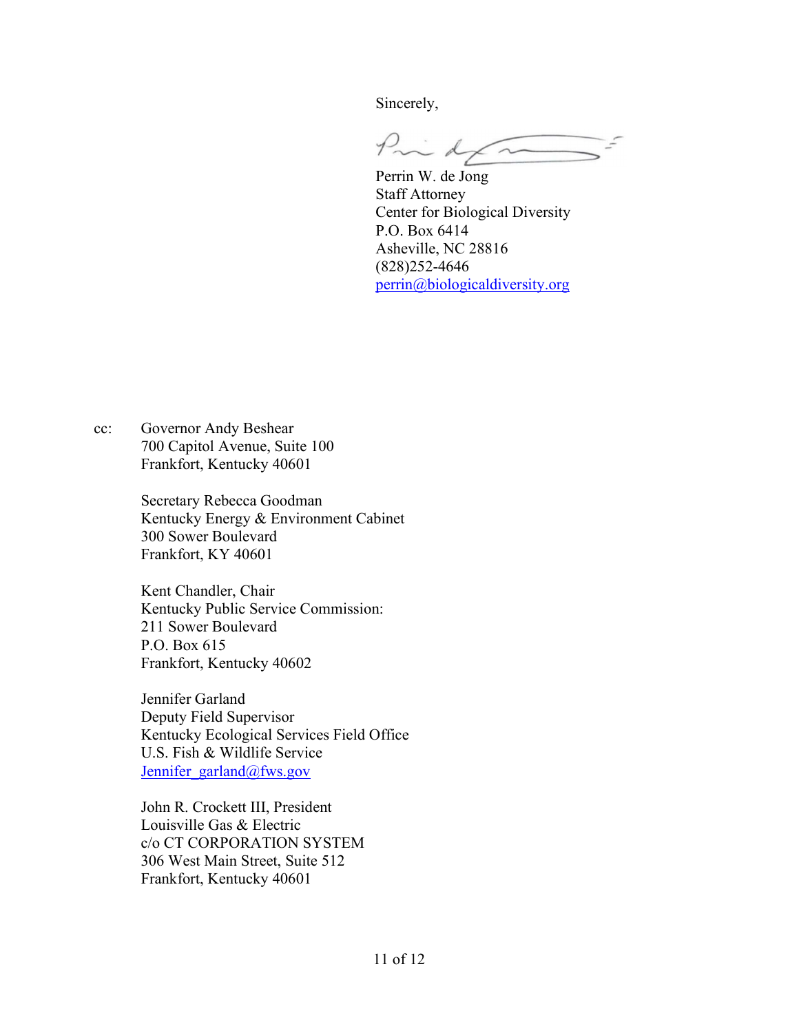Sincerely,

Perrin W. de Jong
Staff Attorney
Center for Biological Diversity
P.O. Box 6414
Asheville, NC 28816
(828)252-4646
perrin@biologicaldiversity.org

cc: Governor Andy Beshear
700 Capitol Avenue, Suite 100
Frankfort, Kentucky 40601

Secretary Rebecca Goodman
Kentucky Energy & Environment Cabinet
300 Sower Boulevard
Frankfort, KY 40601

Kent Chandler, Chair
Kentucky Public Service Commission:
211 Sower Boulevard
P.O. Box 615
Frankfort, Kentucky 40602

Jennifer Garland
Deputy Field Supervisor
Kentucky Ecological Services Field Office
U.S. Fish & Wildlife Service
Jennifer_garland@fws.gov

John R. Crockett III, President
Louisville Gas & Electric
c/o CT CORPORATION SYSTEM
306 West Main Street, Suite 512
Frankfort, Kentucky 40601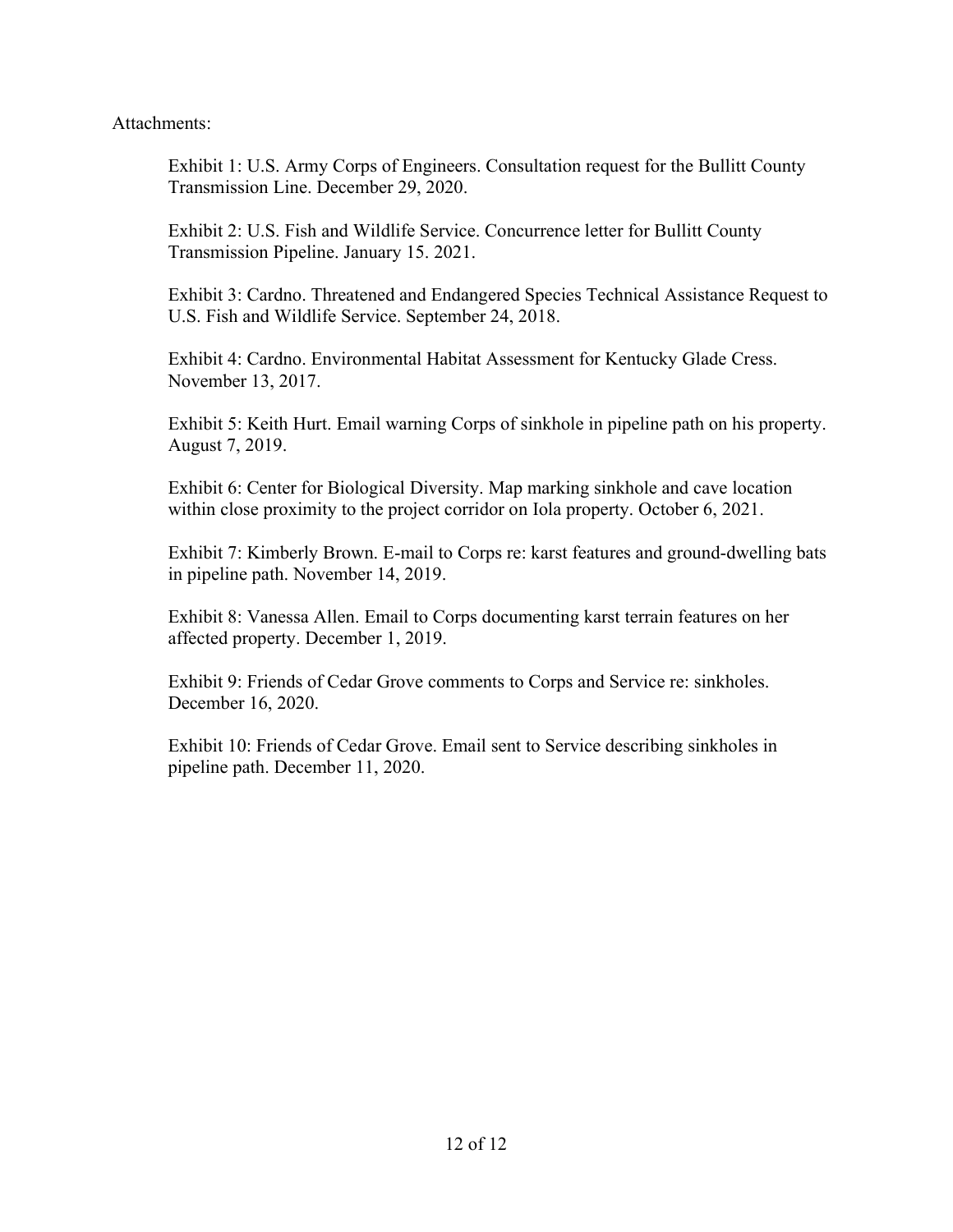Attachments:

Exhibit 1: U.S. Army Corps of Engineers. Consultation request for the Bullitt County Transmission Line. December 29, 2020.

Exhibit 2: U.S. Fish and Wildlife Service. Concurrence letter for Bullitt County Transmission Pipeline. January 15. 2021.

Exhibit 3: Cardno. Threatened and Endangered Species Technical Assistance Request to U.S. Fish and Wildlife Service. September 24, 2018.

Exhibit 4: Cardno. Environmental Habitat Assessment for Kentucky Glade Cress. November 13, 2017.

Exhibit 5: Keith Hurt. Email warning Corps of sinkhole in pipeline path on his property. August 7, 2019.

Exhibit 6: Center for Biological Diversity. Map marking sinkhole and cave location within close proximity to the project corridor on Iola property. October 6, 2021.

Exhibit 7: Kimberly Brown. E-mail to Corps re: karst features and ground-dwelling bats in pipeline path. November 14, 2019.

Exhibit 8: Vanessa Allen. Email to Corps documenting karst terrain features on her affected property. December 1, 2019.

Exhibit 9: Friends of Cedar Grove comments to Corps and Service re: sinkholes. December 16, 2020.

Exhibit 10: Friends of Cedar Grove. Email sent to Service describing sinkholes in pipeline path. December 11, 2020.